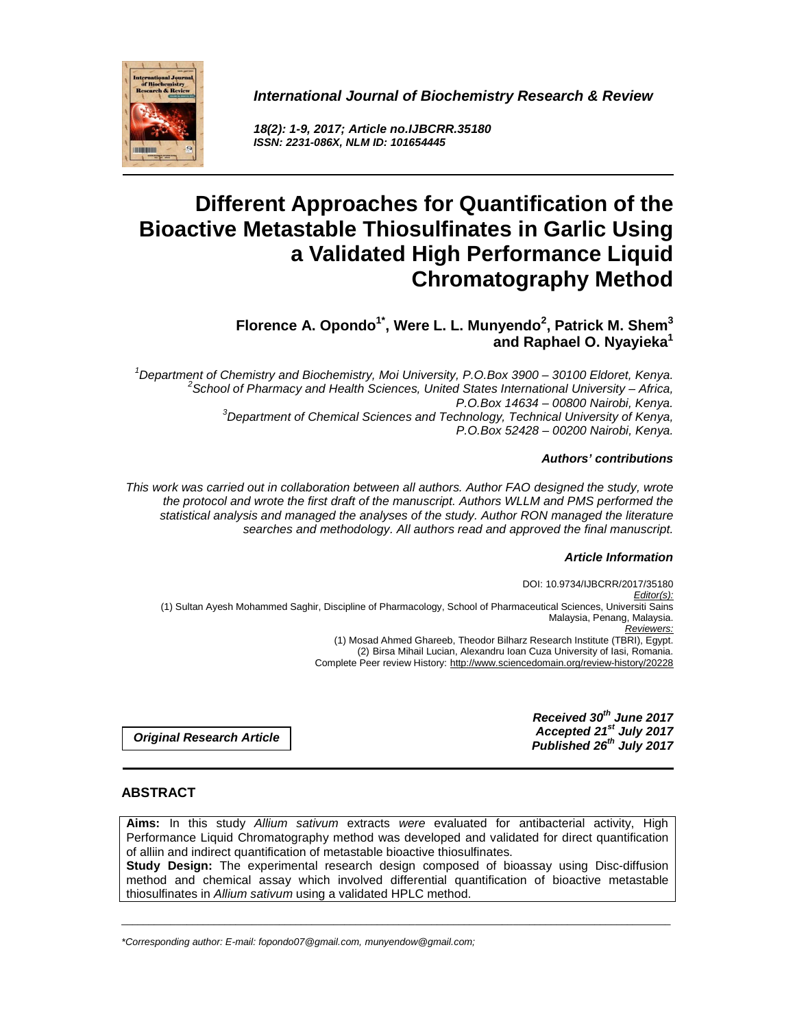*International Journal of Biochemistry Research & Review*

*18(2): 1-9, 2017; Article no.IJBCRR.35180*
*ISSN: 2231-086X, NLM ID: 101654445*

# Different Approaches for Quantification of the Bioactive Metastable Thiosulfinates in Garlic Using a Validated High Performance Liquid Chromatography Method

**Florence A. Opondo[1*], Were L. L. Munyendo[2], Patrick M. Shem[3] and Raphael O. Nyayieka[1]**

*[1]Department of Chemistry and Biochemistry, Moi University, P.O.Box 3900 – 30100 Eldoret, Kenya.*
*[2]School of Pharmacy and Health Sciences, United States International University – Africa, P.O.Box 14634 – 00800 Nairobi, Kenya.*
*[3]Department of Chemical Sciences and Technology, Technical University of Kenya, P.O.Box 52428 – 00200 Nairobi, Kenya.*

***Authors' contributions***

*This work was carried out in collaboration between all authors. Author FAO designed the study, wrote the protocol and wrote the first draft of the manuscript. Authors WLLM and PMS performed the statistical analysis and managed the analyses of the study. Author RON managed the literature searches and methodology. All authors read and approved the final manuscript.*

***Article Information***

DOI: 10.9734/IJBCRR/2017/35180
*Editor(s):*
(1) Sultan Ayesh Mohammed Saghir, Discipline of Pharmacology, School of Pharmaceutical Sciences, Universiti Sains Malaysia, Penang, Malaysia.
*Reviewers:*
(1) Mosad Ahmed Ghareeb, Theodor Bilharz Research Institute (TBRI), Egypt.
(2) Birsa Mihail Lucian, Alexandru Ioan Cuza University of Iasi, Romania.
Complete Peer review History: http://www.sciencedomain.org/review-history/20228

***Original Research Article***

***Received 30th June 2017***
***Accepted 21st July 2017***
***Published 26th July 2017***

## ABSTRACT

**Aims:** In this study *Allium sativum* extracts *were* evaluated for antibacterial activity, High Performance Liquid Chromatography method was developed and validated for direct quantification of alliin and indirect quantification of metastable bioactive thiosulfinates.

**Study Design:** The experimental research design composed of bioassay using Disc-diffusion method and chemical assay which involved differential quantification of bioactive metastable thiosulfinates in *Allium sativum* using a validated HPLC method.

---

*\*Corresponding author: E-mail: fopondo07@gmail.com, munyendow@gmail.com;*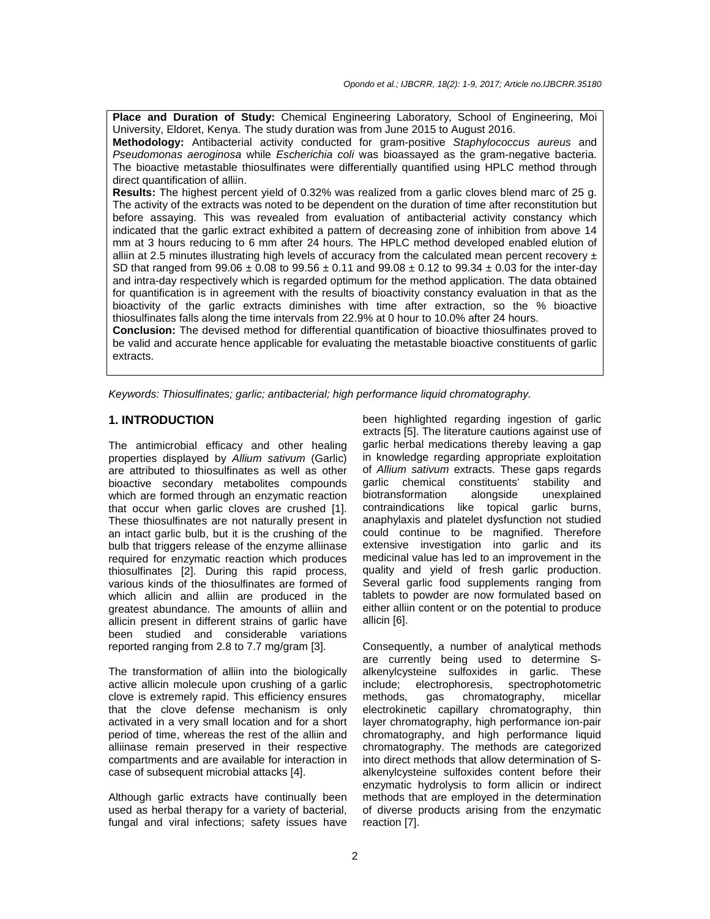**Place and Duration of Study:** Chemical Engineering Laboratory, School of Engineering, Moi University, Eldoret, Kenya. The study duration was from June 2015 to August 2016.

**Methodology:** Antibacterial activity conducted for gram-positive *Staphylococcus aureus* and *Pseudomonas aeroginosa* while *Escherichia coli* was bioassayed as the gram-negative bacteria. The bioactive metastable thiosulfinates were differentially quantified using HPLC method through direct quantification of alliin.

**Results:** The highest percent yield of 0.32% was realized from a garlic cloves blend marc of 25 g. The activity of the extracts was noted to be dependent on the duration of time after reconstitution but before assaying. This was revealed from evaluation of antibacterial activity constancy which indicated that the garlic extract exhibited a pattern of decreasing zone of inhibition from above 14 mm at 3 hours reducing to 6 mm after 24 hours. The HPLC method developed enabled elution of alliin at 2.5 minutes illustrating high levels of accuracy from the calculated mean percent recovery ± SD that ranged from 99.06 ± 0.08 to 99.56 ± 0.11 and 99.08 ± 0.12 to 99.34 ± 0.03 for the inter-day and intra-day respectively which is regarded optimum for the method application. The data obtained for quantification is in agreement with the results of bioactivity constancy evaluation in that as the bioactivity of the garlic extracts diminishes with time after extraction, so the % bioactive thiosulfinates falls along the time intervals from 22.9% at 0 hour to 10.0% after 24 hours.

**Conclusion:** The devised method for differential quantification of bioactive thiosulfinates proved to be valid and accurate hence applicable for evaluating the metastable bioactive constituents of garlic extracts.

*Keywords: Thiosulfinates; garlic; antibacterial; high performance liquid chromatography.*

## 1. INTRODUCTION

The antimicrobial efficacy and other healing properties displayed by *Allium sativum* (Garlic) are attributed to thiosulfinates as well as other bioactive secondary metabolites compounds which are formed through an enzymatic reaction that occur when garlic cloves are crushed [1]. These thiosulfinates are not naturally present in an intact garlic bulb, but it is the crushing of the bulb that triggers release of the enzyme alliinase required for enzymatic reaction which produces thiosulfinates [2]. During this rapid process, various kinds of the thiosulfinates are formed of which allicin and alliin are produced in the greatest abundance. The amounts of alliin and allicin present in different strains of garlic have been studied and considerable variations reported ranging from 2.8 to 7.7 mg/gram [3].

The transformation of alliin into the biologically active allicin molecule upon crushing of a garlic clove is extremely rapid. This efficiency ensures that the clove defense mechanism is only activated in a very small location and for a short period of time, whereas the rest of the alliin and alliinase remain preserved in their respective compartments and are available for interaction in case of subsequent microbial attacks [4].

Although garlic extracts have continually been used as herbal therapy for a variety of bacterial, fungal and viral infections; safety issues have been highlighted regarding ingestion of garlic extracts [5]. The literature cautions against use of garlic herbal medications thereby leaving a gap in knowledge regarding appropriate exploitation of *Allium sativum* extracts. These gaps regards garlic chemical constituents' stability and biotransformation alongside unexplained contraindications like topical garlic burns, anaphylaxis and platelet dysfunction not studied could continue to be magnified. Therefore extensive investigation into garlic and its medicinal value has led to an improvement in the quality and yield of fresh garlic production. Several garlic food supplements ranging from tablets to powder are now formulated based on either alliin content or on the potential to produce allicin [6].

Consequently, a number of analytical methods are currently being used to determine S-alkenylcysteine sulfoxides in garlic. These include; electrophoresis, spectrophotometric methods, gas chromatography, micellar electrokinetic capillary chromatography, thin layer chromatography, high performance ion-pair chromatography, and high performance liquid chromatography. The methods are categorized into direct methods that allow determination of S-alkenylcysteine sulfoxides content before their enzymatic hydrolysis to form allicin or indirect methods that are employed in the determination of diverse products arising from the enzymatic reaction [7].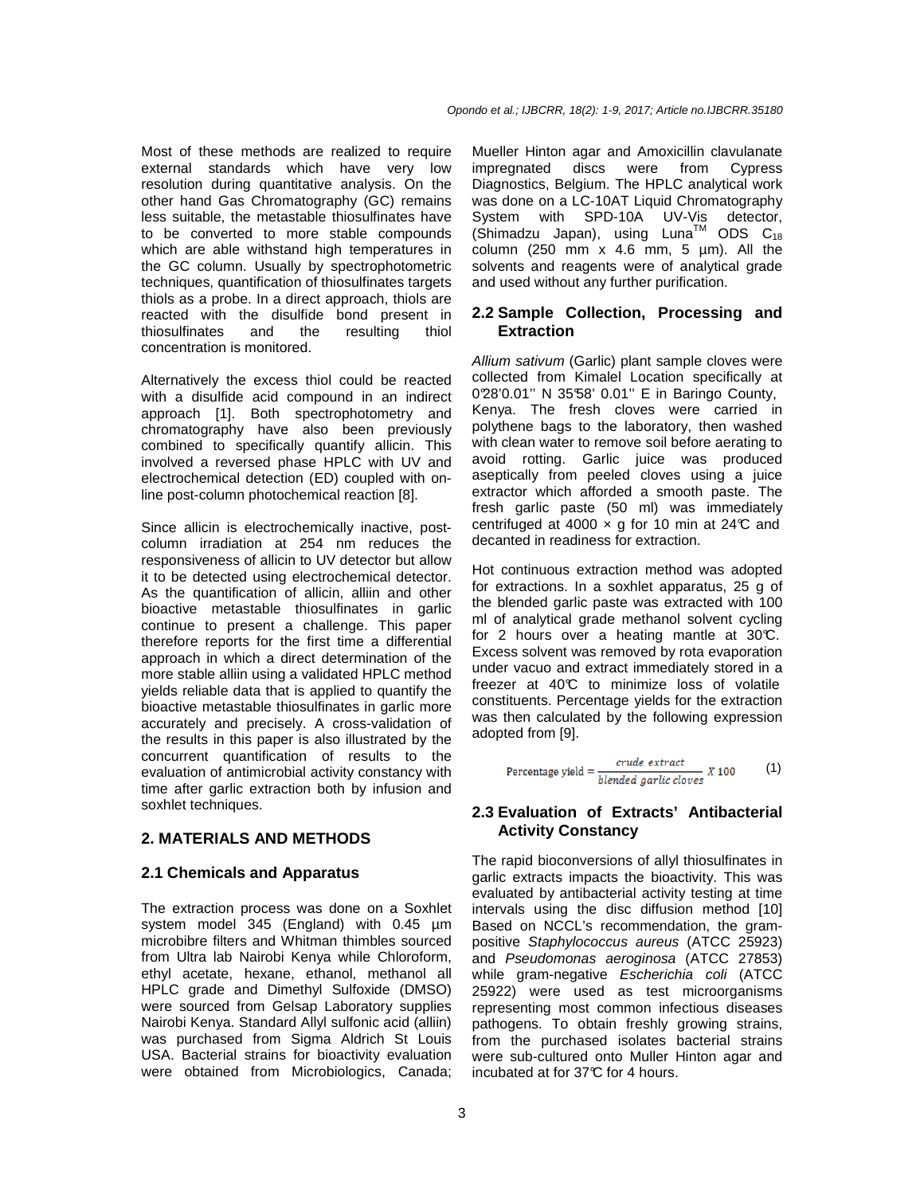Most of these methods are realized to require external standards which have very low resolution during quantitative analysis. On the other hand Gas Chromatography (GC) remains less suitable, the metastable thiosulfinates have to be converted to more stable compounds which are able withstand high temperatures in the GC column. Usually by spectrophotometric techniques, quantification of thiosulfinates targets thiols as a probe. In a direct approach, thiols are reacted with the disulfide bond present in thiosulfinates and the resulting thiol concentration is monitored.

Alternatively the excess thiol could be reacted with a disulfide acid compound in an indirect approach [1]. Both spectrophotometry and chromatography have also been previously combined to specifically quantify allicin. This involved a reversed phase HPLC with UV and electrochemical detection (ED) coupled with on-line post-column photochemical reaction [8].

Since allicin is electrochemically inactive, post-column irradiation at 254 nm reduces the responsiveness of allicin to UV detector but allow it to be detected using electrochemical detector. As the quantification of allicin, alliin and other bioactive metastable thiosulfinates in garlic continue to present a challenge. This paper therefore reports for the first time a differential approach in which a direct determination of the more stable alliin using a validated HPLC method yields reliable data that is applied to quantify the bioactive metastable thiosulfinates in garlic more accurately and precisely. A cross-validation of the results in this paper is also illustrated by the concurrent quantification of results to the evaluation of antimicrobial activity constancy with time after garlic extraction both by infusion and soxhlet techniques.

## 2. MATERIALS AND METHODS

### 2.1 Chemicals and Apparatus

The extraction process was done on a Soxhlet system model 345 (England) with 0.45 µm microbibre filters and Whitman thimbles sourced from Ultra lab Nairobi Kenya while Chloroform, ethyl acetate, hexane, ethanol, methanol all HPLC grade and Dimethyl Sulfoxide (DMSO) were sourced from Gelsap Laboratory supplies Nairobi Kenya. Standard Allyl sulfonic acid (alliin) was purchased from Sigma Aldrich St Louis USA. Bacterial strains for bioactivity evaluation were obtained from Microbiologics, Canada; Mueller Hinton agar and Amoxicillin clavulanate impregnated discs were from Cypress Diagnostics, Belgium. The HPLC analytical work was done on a LC-10AT Liquid Chromatography System with SPD-10A UV-Vis detector, (Shimadzu Japan), using Luna™ ODS $C_{18}$ column (250 mm x 4.6 mm, 5 µm). All the solvents and reagents were of analytical grade and used without any further purification.

### 2.2 Sample Collection, Processing and Extraction

*Allium sativum* (Garlic) plant sample cloves were collected from Kimalel Location specifically at 0°28'0.01'' N 35°58' 0.01'' E in Baringo County, Kenya. The fresh cloves were carried in polythene bags to the laboratory, then washed with clean water to remove soil before aerating to avoid rotting. Garlic juice was produced aseptically from peeled cloves using a juice extractor which afforded a smooth paste. The fresh garlic paste (50 ml) was immediately centrifuged at 4000 × g for 10 min at 24°C and decanted in readiness for extraction.

Hot continuous extraction method was adopted for extractions. In a soxhlet apparatus, 25 g of the blended garlic paste was extracted with 100 ml of analytical grade methanol solvent cycling for 2 hours over a heating mantle at 30°C. Excess solvent was removed by rota evaporation under vacuo and extract immediately stored in a freezer at 40°C to minimize loss of volatile constituents. Percentage yields for the extraction was then calculated by the following expression adopted from [9].

$$\text{Percentage yield} = \frac{\textit{crude extract}}{\textit{blended garlic cloves}} \, X\, 100 \qquad (1)$$

### 2.3 Evaluation of Extracts' Antibacterial Activity Constancy

The rapid bioconversions of allyl thiosulfinates in garlic extracts impacts the bioactivity. This was evaluated by antibacterial activity testing at time intervals using the disc diffusion method [10] Based on NCCL's recommendation, the gram-positive *Staphylococcus aureus* (ATCC 25923) and *Pseudomonas aeroginosa* (ATCC 27853) while gram-negative *Escherichia coli* (ATCC 25922) were used as test microorganisms representing most common infectious diseases pathogens. To obtain freshly growing strains, from the purchased isolates bacterial strains were sub-cultured onto Muller Hinton agar and incubated at for 37°C for 4 hours.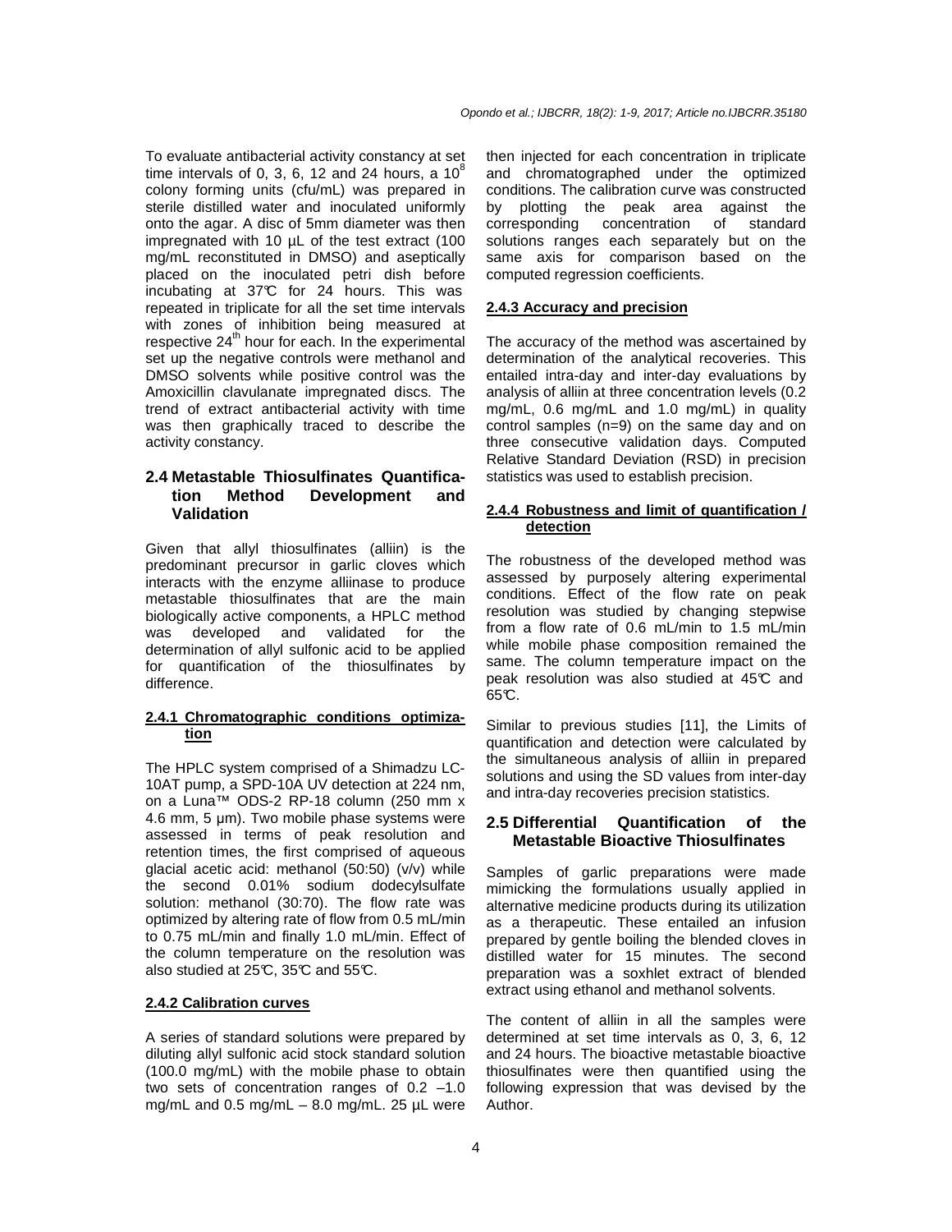To evaluate antibacterial activity constancy at set time intervals of 0, 3, 6, 12 and 24 hours, a $10^8$ colony forming units (cfu/mL) was prepared in sterile distilled water and inoculated uniformly onto the agar. A disc of 5mm diameter was then impregnated with 10 µL of the test extract (100 mg/mL reconstituted in DMSO) and aseptically placed on the inoculated petri dish before incubating at 37°C for 24 hours. This was repeated in triplicate for all the set time intervals with zones of inhibition being measured at respective $24^{th}$ hour for each. In the experimental set up the negative controls were methanol and DMSO solvents while positive control was the Amoxicillin clavulanate impregnated discs. The trend of extract antibacterial activity with time was then graphically traced to describe the activity constancy.

## 2.4 Metastable Thiosulfinates Quantification Method Development and Validation

Given that allyl thiosulfinates (alliin) is the predominant precursor in garlic cloves which interacts with the enzyme alliinase to produce metastable thiosulfinates that are the main biologically active components, a HPLC method was developed and validated for the determination of allyl sulfonic acid to be applied for quantification of the thiosulfinates by difference.

### 2.4.1 Chromatographic conditions optimization

The HPLC system comprised of a Shimadzu LC-10AT pump, a SPD-10A UV detection at 224 nm, on a Luna™ ODS-2 RP-18 column (250 mm x 4.6 mm, 5 µm). Two mobile phase systems were assessed in terms of peak resolution and retention times, the first comprised of aqueous glacial acetic acid: methanol (50:50) (v/v) while the second 0.01% sodium dodecylsulfate solution: methanol (30:70). The flow rate was optimized by altering rate of flow from 0.5 mL/min to 0.75 mL/min and finally 1.0 mL/min. Effect of the column temperature on the resolution was also studied at 25°C, 35°C and 55°C.

### 2.4.2 Calibration curves

A series of standard solutions were prepared by diluting allyl sulfonic acid stock standard solution (100.0 mg/mL) with the mobile phase to obtain two sets of concentration ranges of 0.2 –1.0 mg/mL and 0.5 mg/mL – 8.0 mg/mL. 25 µL were then injected for each concentration in triplicate and chromatographed under the optimized conditions. The calibration curve was constructed by plotting the peak area against the corresponding concentration of standard solutions ranges each separately but on the same axis for comparison based on the computed regression coefficients.

### 2.4.3 Accuracy and precision

The accuracy of the method was ascertained by determination of the analytical recoveries. This entailed intra-day and inter-day evaluations by analysis of alliin at three concentration levels (0.2 mg/mL, 0.6 mg/mL and 1.0 mg/mL) in quality control samples (n=9) on the same day and on three consecutive validation days. Computed Relative Standard Deviation (RSD) in precision statistics was used to establish precision.

### 2.4.4 Robustness and limit of quantification / detection

The robustness of the developed method was assessed by purposely altering experimental conditions. Effect of the flow rate on peak resolution was studied by changing stepwise from a flow rate of 0.6 mL/min to 1.5 mL/min while mobile phase composition remained the same. The column temperature impact on the peak resolution was also studied at 45°C and 65°C.

Similar to previous studies [11], the Limits of quantification and detection were calculated by the simultaneous analysis of alliin in prepared solutions and using the SD values from inter-day and intra-day recoveries precision statistics.

## 2.5 Differential Quantification of the Metastable Bioactive Thiosulfinates

Samples of garlic preparations were made mimicking the formulations usually applied in alternative medicine products during its utilization as a therapeutic. These entailed an infusion prepared by gentle boiling the blended cloves in distilled water for 15 minutes. The second preparation was a soxhlet extract of blended extract using ethanol and methanol solvents.

The content of alliin in all the samples were determined at set time intervals as 0, 3, 6, 12 and 24 hours. The bioactive metastable bioactive thiosulfinates were then quantified using the following expression that was devised by the Author.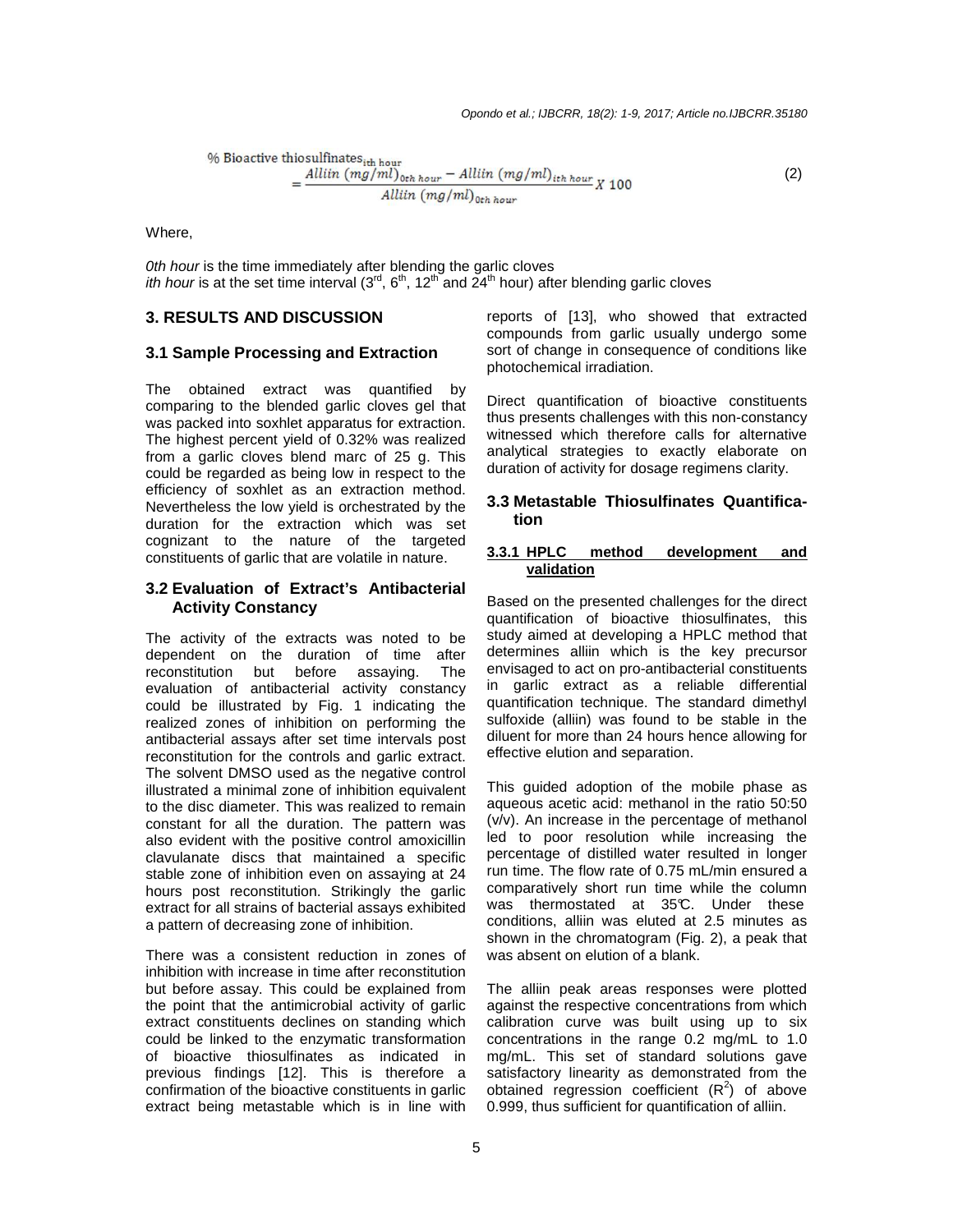$$\% \text{ Bioactive thiosulfinates}_{ith\ hour} = \frac{Alliin\ (mg/ml)_{0th\ hour} - Alliin\ (mg/ml)_{ith\ hour}}{Alliin\ (mg/ml)_{0th\ hour}} X\ 100 \tag{2}$$

Where,

*0th hour* is the time immediately after blending the garlic cloves
*ith hour* is at the set time interval (3rd, 6th, 12th and 24th hour) after blending garlic cloves

## 3. RESULTS AND DISCUSSION

### 3.1 Sample Processing and Extraction

The obtained extract was quantified by comparing to the blended garlic cloves gel that was packed into soxhlet apparatus for extraction. The highest percent yield of 0.32% was realized from a garlic cloves blend marc of 25 g. This could be regarded as being low in respect to the efficiency of soxhlet as an extraction method. Nevertheless the low yield is orchestrated by the duration for the extraction which was set cognizant to the nature of the targeted constituents of garlic that are volatile in nature.

### 3.2 Evaluation of Extract's Antibacterial Activity Constancy

The activity of the extracts was noted to be dependent on the duration of time after reconstitution but before assaying. The evaluation of antibacterial activity constancy could be illustrated by Fig. 1 indicating the realized zones of inhibition on performing the antibacterial assays after set time intervals post reconstitution for the controls and garlic extract. The solvent DMSO used as the negative control illustrated a minimal zone of inhibition equivalent to the disc diameter. This was realized to remain constant for all the duration. The pattern was also evident with the positive control amoxicillin clavulanate discs that maintained a specific stable zone of inhibition even on assaying at 24 hours post reconstitution. Strikingly the garlic extract for all strains of bacterial assays exhibited a pattern of decreasing zone of inhibition.

There was a consistent reduction in zones of inhibition with increase in time after reconstitution but before assay. This could be explained from the point that the antimicrobial activity of garlic extract constituents declines on standing which could be linked to the enzymatic transformation of bioactive thiosulfinates as indicated in previous findings [12]. This is therefore a confirmation of the bioactive constituents in garlic extract being metastable which is in line with reports of [13], who showed that extracted compounds from garlic usually undergo some sort of change in consequence of conditions like photochemical irradiation.

Direct quantification of bioactive constituents thus presents challenges with this non-constancy witnessed which therefore calls for alternative analytical strategies to exactly elaborate on duration of activity for dosage regimens clarity.

### 3.3 Metastable Thiosulfinates Quantification

#### 3.3.1 HPLC method development and validation

Based on the presented challenges for the direct quantification of bioactive thiosulfinates, this study aimed at developing a HPLC method that determines alliin which is the key precursor envisaged to act on pro-antibacterial constituents in garlic extract as a reliable differential quantification technique. The standard dimethyl sulfoxide (alliin) was found to be stable in the diluent for more than 24 hours hence allowing for effective elution and separation.

This guided adoption of the mobile phase as aqueous acetic acid: methanol in the ratio 50:50 (v/v). An increase in the percentage of methanol led to poor resolution while increasing the percentage of distilled water resulted in longer run time. The flow rate of 0.75 mL/min ensured a comparatively short run time while the column was thermostated at 35℃. Under these conditions, alliin was eluted at 2.5 minutes as shown in the chromatogram (Fig. 2), a peak that was absent on elution of a blank.

The alliin peak areas responses were plotted against the respective concentrations from which calibration curve was built using up to six concentrations in the range 0.2 mg/mL to 1.0 mg/mL. This set of standard solutions gave satisfactory linearity as demonstrated from the obtained regression coefficient ($R^2$) of above 0.999, thus sufficient for quantification of alliin.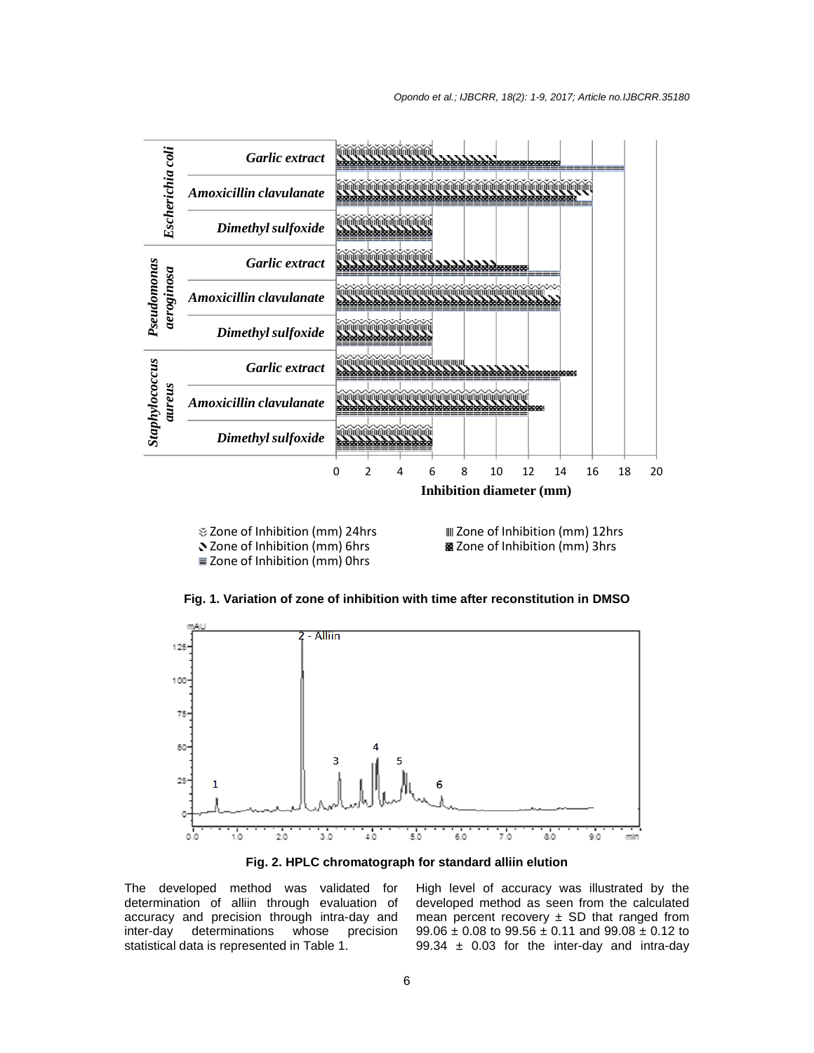Fig. 1. Variation of zone of inhibition with time after reconstitution in DMSO

Fig. 2. HPLC chromatograph for standard alliin elution

The developed method was validated for determination of alliin through evaluation of accuracy and precision through intra-day and inter-day determinations whose precision statistical data is represented in Table 1.

High level of accuracy was illustrated by the developed method as seen from the calculated mean percent recovery ± SD that ranged from 99.06 ± 0.08 to 99.56 ± 0.11 and 99.08 ± 0.12 to 99.34 ± 0.03 for the inter-day and intra-day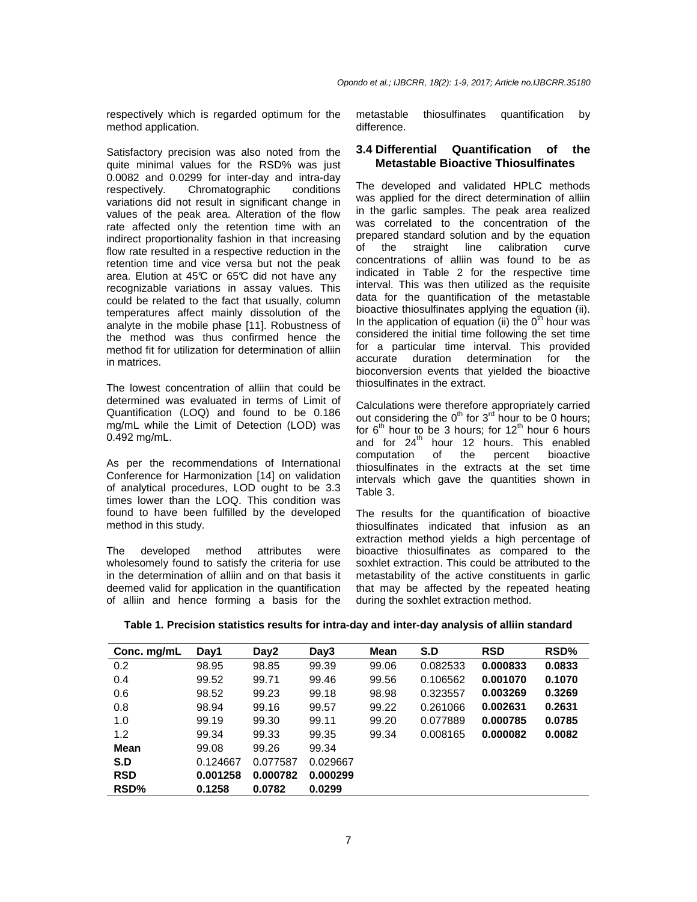respectively which is regarded optimum for the method application.

Satisfactory precision was also noted from the quite minimal values for the RSD% was just 0.0082 and 0.0299 for inter-day and intra-day respectively. Chromatographic conditions variations did not result in significant change in values of the peak area. Alteration of the flow rate affected only the retention time with an indirect proportionality fashion in that increasing flow rate resulted in a respective reduction in the retention time and vice versa but not the peak area. Elution at 45℃ or 65℃ did not have any recognizable variations in assay values. This could be related to the fact that usually, column temperatures affect mainly dissolution of the analyte in the mobile phase [11]. Robustness of the method was thus confirmed hence the method fit for utilization for determination of alliin in matrices.

The lowest concentration of alliin that could be determined was evaluated in terms of Limit of Quantification (LOQ) and found to be 0.186 mg/mL while the Limit of Detection (LOD) was 0.492 mg/mL.

As per the recommendations of International Conference for Harmonization [14] on validation of analytical procedures, LOD ought to be 3.3 times lower than the LOQ. This condition was found to have been fulfilled by the developed method in this study.

The developed method attributes were wholesomely found to satisfy the criteria for use in the determination of alliin and on that basis it deemed valid for application in the quantification of alliin and hence forming a basis for the metastable thiosulfinates quantification by difference.

### 3.4 Differential Quantification of the Metastable Bioactive Thiosulfinates

The developed and validated HPLC methods was applied for the direct determination of alliin in the garlic samples. The peak area realized was correlated to the concentration of the prepared standard solution and by the equation of the straight line calibration curve concentrations of alliin was found to be as indicated in Table 2 for the respective time interval. This was then utilized as the requisite data for the quantification of the metastable bioactive thiosulfinates applying the equation (ii). In the application of equation (ii) the $0^{th}$ hour was considered the initial time following the set time for a particular time interval. This provided accurate duration determination for the bioconversion events that yielded the bioactive thiosulfinates in the extract.

Calculations were therefore appropriately carried out considering the $0^{th}$ for $3^{rd}$ hour to be 0 hours; for $6^{th}$ hour to be 3 hours; for $12^{th}$ hour 6 hours and for $24^{th}$ hour 12 hours. This enabled computation of the percent bioactive thiosulfinates in the extracts at the set time intervals which gave the quantities shown in Table 3.

The results for the quantification of bioactive thiosulfinates indicated that infusion as an extraction method yields a high percentage of bioactive thiosulfinates as compared to the soxhlet extraction. This could be attributed to the metastability of the active constituents in garlic that may be affected by the repeated heating during the soxhlet extraction method.

**Table 1. Precision statistics results for intra-day and inter-day analysis of alliin standard**

| Conc. mg/mL | Day1 | Day2 | Day3 | Mean | S.D | RSD | RSD% |
|---|---|---|---|---|---|---|---|
| 0.2 | 98.95 | 98.85 | 99.39 | 99.06 | 0.082533 | **0.000833** | **0.0833** |
| 0.4 | 99.52 | 99.71 | 99.46 | 99.56 | 0.106562 | **0.001070** | **0.1070** |
| 0.6 | 98.52 | 99.23 | 99.18 | 98.98 | 0.323557 | **0.003269** | **0.3269** |
| 0.8 | 98.94 | 99.16 | 99.57 | 99.22 | 0.261066 | **0.002631** | **0.2631** |
| 1.0 | 99.19 | 99.30 | 99.11 | 99.20 | 0.077889 | **0.000785** | **0.0785** |
| 1.2 | 99.34 | 99.33 | 99.35 | 99.34 | 0.008165 | **0.000082** | **0.0082** |
| **Mean** | 99.08 | 99.26 | 99.34 | | | | |
| **S.D** | 0.124667 | 0.077587 | 0.029667 | | | | |
| **RSD** | **0.001258** | **0.000782** | **0.000299** | | | | |
| **RSD%** | **0.1258** | **0.0782** | **0.0299** | | | | |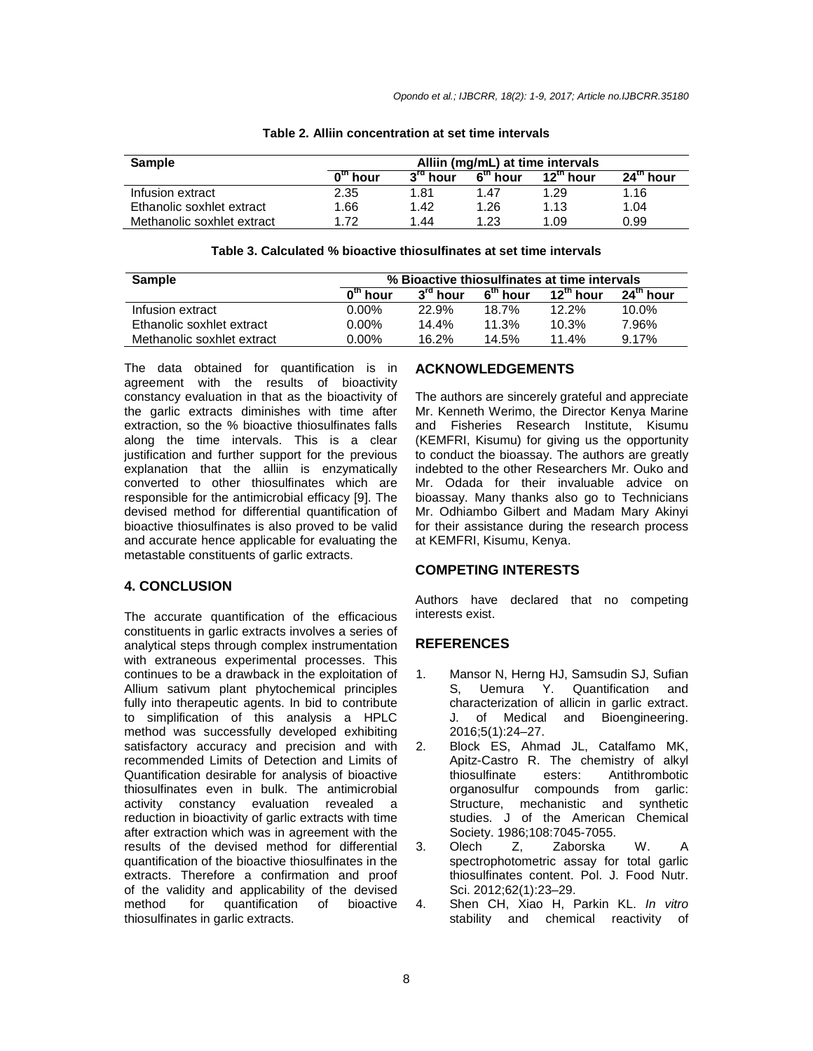**Table 2. Alliin concentration at set time intervals**

| Sample | Alliin (mg/mL) at time intervals | | | | |
|---|---|---|---|---|---|
| | $0^{th}$ hour | $3^{rd}$ hour | $6^{th}$ hour | $12^{th}$ hour | $24^{th}$ hour |
| Infusion extract | 2.35 | 1.81 | 1.47 | 1.29 | 1.16 |
| Ethanolic soxhlet extract | 1.66 | 1.42 | 1.26 | 1.13 | 1.04 |
| Methanolic soxhlet extract | 1.72 | 1.44 | 1.23 | 1.09 | 0.99 |

**Table 3. Calculated % bioactive thiosulfinates at set time intervals**

| Sample | % Bioactive thiosulfinates at time intervals | | | | |
|---|---|---|---|---|---|
| | $0^{th}$ hour | $3^{rd}$ hour | $6^{th}$ hour | $12^{th}$ hour | $24^{th}$ hour |
| Infusion extract | 0.00% | 22.9% | 18.7% | 12.2% | 10.0% |
| Ethanolic soxhlet extract | 0.00% | 14.4% | 11.3% | 10.3% | 7.96% |
| Methanolic soxhlet extract | 0.00% | 16.2% | 14.5% | 11.4% | 9.17% |

The data obtained for quantification is in agreement with the results of bioactivity constancy evaluation in that as the bioactivity of the garlic extracts diminishes with time after extraction, so the % bioactive thiosulfinates falls along the time intervals. This is a clear justification and further support for the previous explanation that the alliin is enzymatically converted to other thiosulfinates which are responsible for the antimicrobial efficacy [9]. The devised method for differential quantification of bioactive thiosulfinates is also proved to be valid and accurate hence applicable for evaluating the metastable constituents of garlic extracts.

## 4. CONCLUSION

The accurate quantification of the efficacious constituents in garlic extracts involves a series of analytical steps through complex instrumentation with extraneous experimental processes. This continues to be a drawback in the exploitation of Allium sativum plant phytochemical principles fully into therapeutic agents. In bid to contribute to simplification of this analysis a HPLC method was successfully developed exhibiting satisfactory accuracy and precision and with recommended Limits of Detection and Limits of Quantification desirable for analysis of bioactive thiosulfinates even in bulk. The antimicrobial activity constancy evaluation revealed a reduction in bioactivity of garlic extracts with time after extraction which was in agreement with the results of the devised method for differential quantification of the bioactive thiosulfinates in the extracts. Therefore a confirmation and proof of the validity and applicability of the devised method for quantification of bioactive thiosulfinates in garlic extracts.

## ACKNOWLEDGEMENTS

The authors are sincerely grateful and appreciate Mr. Kenneth Werimo, the Director Kenya Marine and Fisheries Research Institute, Kisumu (KEMFRI, Kisumu) for giving us the opportunity to conduct the bioassay. The authors are greatly indebted to the other Researchers Mr. Ouko and Mr. Odada for their invaluable advice on bioassay. Many thanks also go to Technicians Mr. Odhiambo Gilbert and Madam Mary Akinyi for their assistance during the research process at KEMFRI, Kisumu, Kenya.

## COMPETING INTERESTS

Authors have declared that no competing interests exist.

## REFERENCES

1. Mansor N, Herng HJ, Samsudin SJ, Sufian S, Uemura Y. Quantification and characterization of allicin in garlic extract. J. of Medical and Bioengineering. 2016;5(1):24–27.
2. Block ES, Ahmad JL, Catalfamo MK, Apitz-Castro R. The chemistry of alkyl thiosulfinate esters: Antithrombotic organosulfur compounds from garlic: Structure, mechanistic and synthetic studies. J of the American Chemical Society. 1986;108:7045-7055.
3. Olech Z, Zaborska W. A spectrophotometric assay for total garlic thiosulfinates content. Pol. J. Food Nutr. Sci. 2012;62(1):23–29.
4. Shen CH, Xiao H, Parkin KL. *In vitro* stability and chemical reactivity of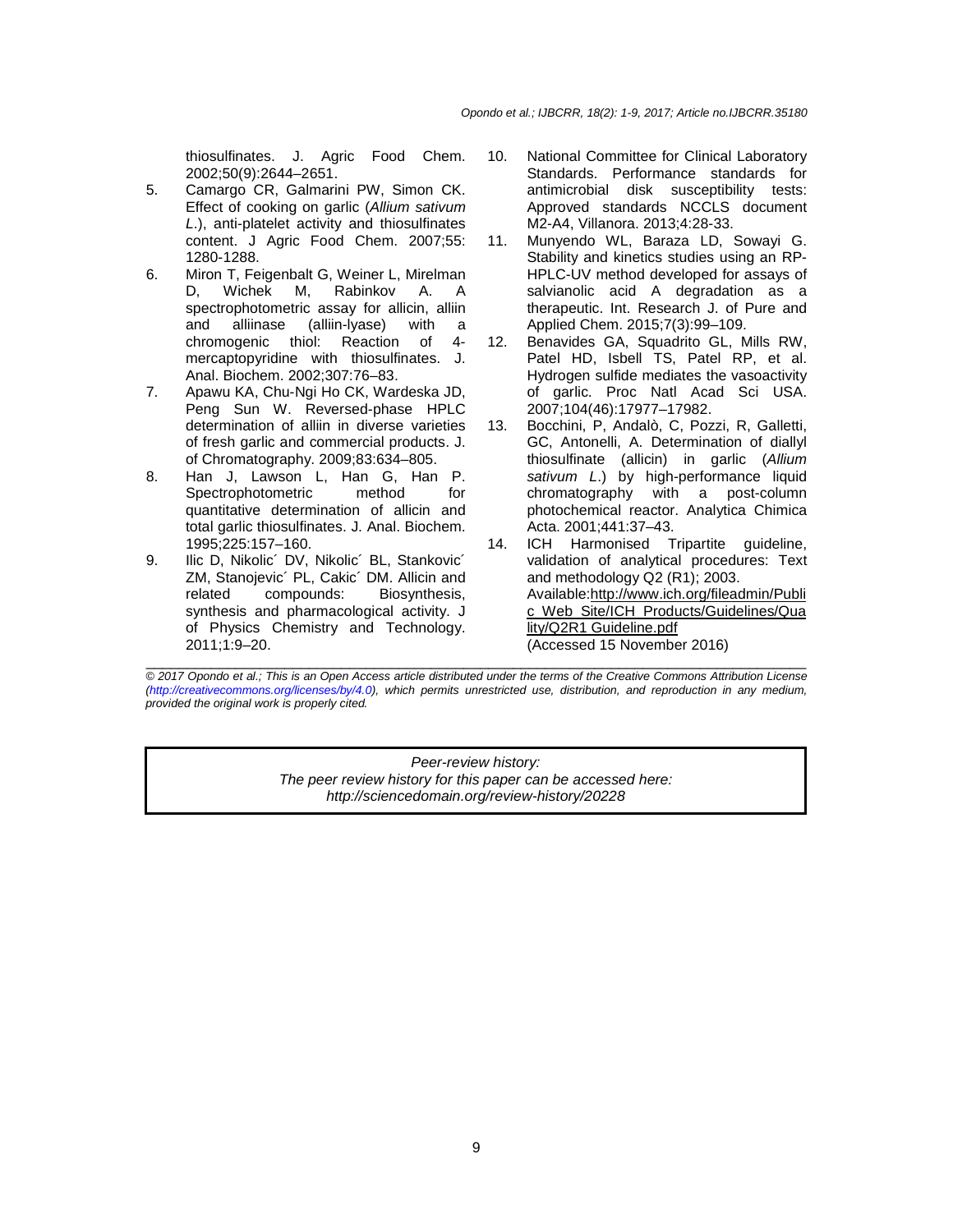thiosulfinates. J. Agric Food Chem. 2002;50(9):2644–2651.

5. Camargo CR, Galmarini PW, Simon CK. Effect of cooking on garlic (*Allium sativum L*.), anti-platelet activity and thiosulfinates content. J Agric Food Chem. 2007;55: 1280-1288.
6. Miron T, Feigenbalt G, Weiner L, Mirelman D, Wichek M, Rabinkov A. A spectrophotometric assay for allicin, alliin and alliinase (alliin-lyase) with a chromogenic thiol: Reaction of 4-mercaptopyridine with thiosulfinates. J. Anal. Biochem. 2002;307:76–83.
7. Apawu KA, Chu-Ngi Ho CK, Wardeska JD, Peng Sun W. Reversed-phase HPLC determination of alliin in diverse varieties of fresh garlic and commercial products. J. of Chromatography. 2009;83:634–805.
8. Han J, Lawson L, Han G, Han P. Spectrophotometric method for quantitative determination of allicin and total garlic thiosulfinates. J. Anal. Biochem. 1995;225:157–160.
9. Ilic D, Nikolic´ DV, Nikolic´ BL, Stankovic´ ZM, Stanojevic´ PL, Cakic´ DM. Allicin and related compounds: Biosynthesis, synthesis and pharmacological activity. J of Physics Chemistry and Technology. 2011;1:9–20.
10. National Committee for Clinical Laboratory Standards. Performance standards for antimicrobial disk susceptibility tests: Approved standards NCCLS document M2-A4, Villanora. 2013;4:28-33.
11. Munyendo WL, Baraza LD, Sowayi G. Stability and kinetics studies using an RP-HPLC-UV method developed for assays of salvianolic acid A degradation as a therapeutic. Int. Research J. of Pure and Applied Chem. 2015;7(3):99–109.
12. Benavides GA, Squadrito GL, Mills RW, Patel HD, Isbell TS, Patel RP, et al. Hydrogen sulfide mediates the vasoactivity of garlic. Proc Natl Acad Sci USA. 2007;104(46):17977–17982.
13. Bocchini, P, Andalò, C, Pozzi, R, Galletti, GC, Antonelli, A. Determination of diallyl thiosulfinate (allicin) in garlic (*Allium sativum L*.) by high-performance liquid chromatography with a post-column photochemical reactor. Analytica Chimica Acta. 2001;441:37–43.
14. ICH Harmonised Tripartite guideline, validation of analytical procedures: Text and methodology Q2 (R1); 2003. Available:http://www.ich.org/fileadmin/Public_Web_Site/ICH_Products/Guidelines/Quality/Q2R1_Guideline.pdf (Accessed 15 November 2016)

---

*© 2017 Opondo et al.; This is an Open Access article distributed under the terms of the Creative Commons Attribution License (http://creativecommons.org/licenses/by/4.0), which permits unrestricted use, distribution, and reproduction in any medium, provided the original work is properly cited.*

*Peer-review history:*
*The peer review history for this paper can be accessed here:*
*http://sciencedomain.org/review-history/20228*